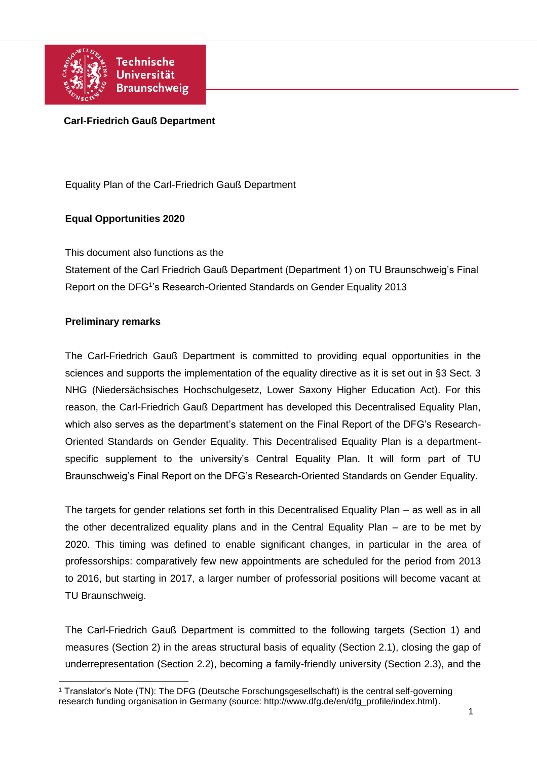**Carl-Friedrich Gauß Department**

Equality Plan of the Carl-Friedrich Gauß Department

**Equal Opportunities 2020**

This document also functions as the
Statement of the Carl Friedrich Gauß Department (Department 1) on TU Braunschweig's Final Report on the DFG[1]'s Research-Oriented Standards on Gender Equality 2013

**Preliminary remarks**

The Carl-Friedrich Gauß Department is committed to providing equal opportunities in the sciences and supports the implementation of the equality directive as it is set out in §3 Sect. 3 NHG (Niedersächsisches Hochschulgesetz, Lower Saxony Higher Education Act). For this reason, the Carl-Friedrich Gauß Department has developed this Decentralised Equality Plan, which also serves as the department's statement on the Final Report of the DFG's Research-Oriented Standards on Gender Equality. This Decentralised Equality Plan is a department-specific supplement to the university's Central Equality Plan. It will form part of TU Braunschweig's Final Report on the DFG's Research-Oriented Standards on Gender Equality.

The targets for gender relations set forth in this Decentralised Equality Plan – as well as in all the other decentralized equality plans and in the Central Equality Plan – are to be met by 2020. This timing was defined to enable significant changes, in particular in the area of professorships: comparatively few new appointments are scheduled for the period from 2013 to 2016, but starting in 2017, a larger number of professorial positions will become vacant at TU Braunschweig.

The Carl-Friedrich Gauß Department is committed to the following targets (Section 1) and measures (Section 2) in the areas structural basis of equality (Section 2.1), closing the gap of underrepresentation (Section 2.2), becoming a family-friendly university (Section 2.3), and the

[1] Translator's Note (TN): The DFG (Deutsche Forschungsgesellschaft) is the central self-governing research funding organisation in Germany (source: http://www.dfg.de/en/dfg_profile/index.html).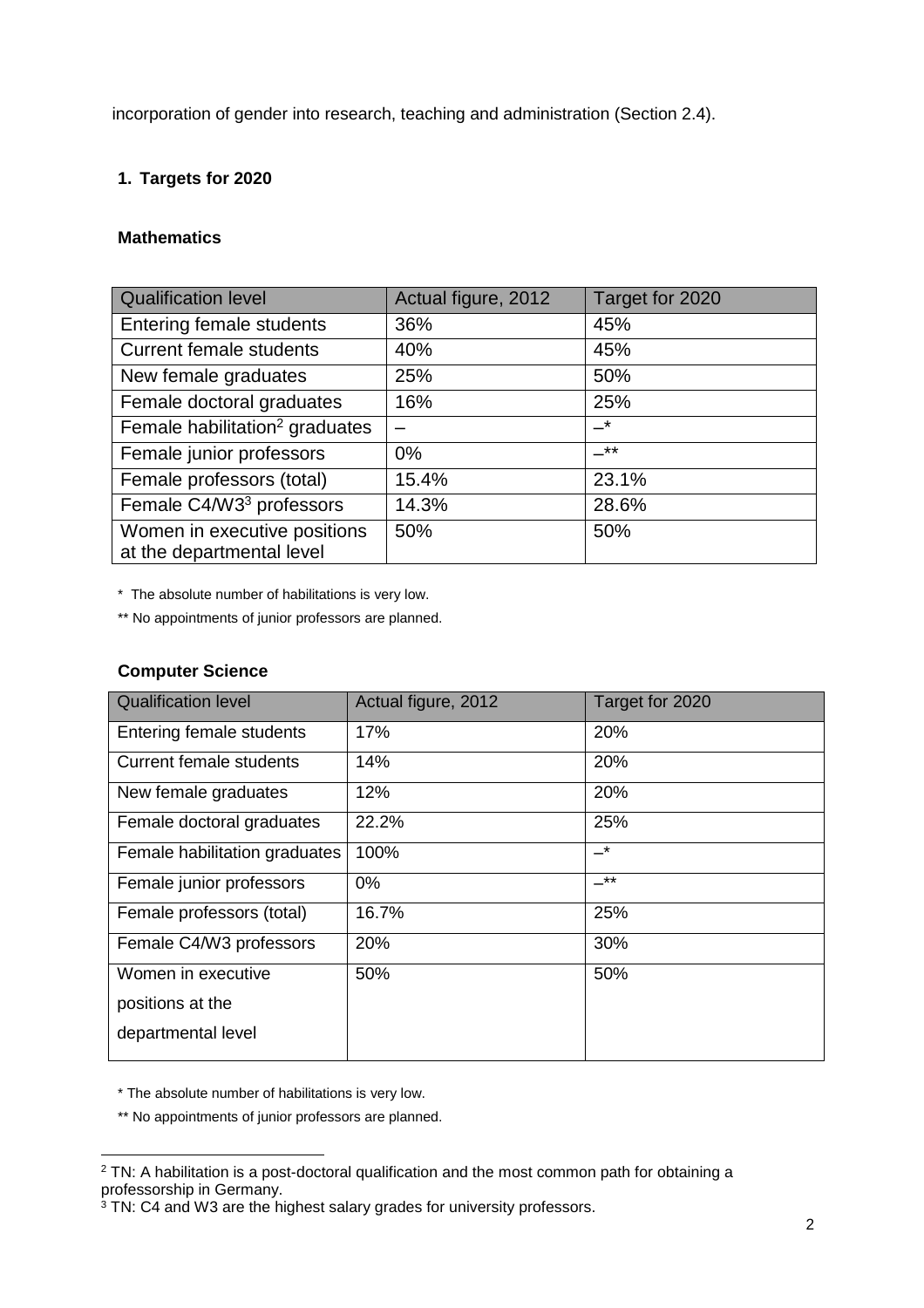incorporation of gender into research, teaching and administration (Section 2.4).

## 1. Targets for 2020

### Mathematics

| Qualification level | Actual figure, 2012 | Target for 2020 |
|---|---|---|
| Entering female students | 36% | 45% |
| Current female students | 40% | 45% |
| New female graduates | 25% | 50% |
| Female doctoral graduates | 16% | 25% |
| Female habilitation[2] graduates | – | –* |
| Female junior professors | 0% | –** |
| Female professors (total) | 15.4% | 23.1% |
| Female C4/W3[3] professors | 14.3% | 28.6% |
| Women in executive positions at the departmental level | 50% | 50% |

\* The absolute number of habilitations is very low.

** No appointments of junior professors are planned.

### Computer Science

| Qualification level | Actual figure, 2012 | Target for 2020 |
|---|---|---|
| Entering female students | 17% | 20% |
| Current female students | 14% | 20% |
| New female graduates | 12% | 20% |
| Female doctoral graduates | 22.2% | 25% |
| Female habilitation graduates | 100% | –* |
| Female junior professors | 0% | –** |
| Female professors (total) | 16.7% | 25% |
| Female C4/W3 professors | 20% | 30% |
| Women in executive positions at the departmental level | 50% | 50% |

\* The absolute number of habilitations is very low.

** No appointments of junior professors are planned.

---

[2] TN: A habilitation is a post-doctoral qualification and the most common path for obtaining a professorship in Germany.

[3] TN: C4 and W3 are the highest salary grades for university professors.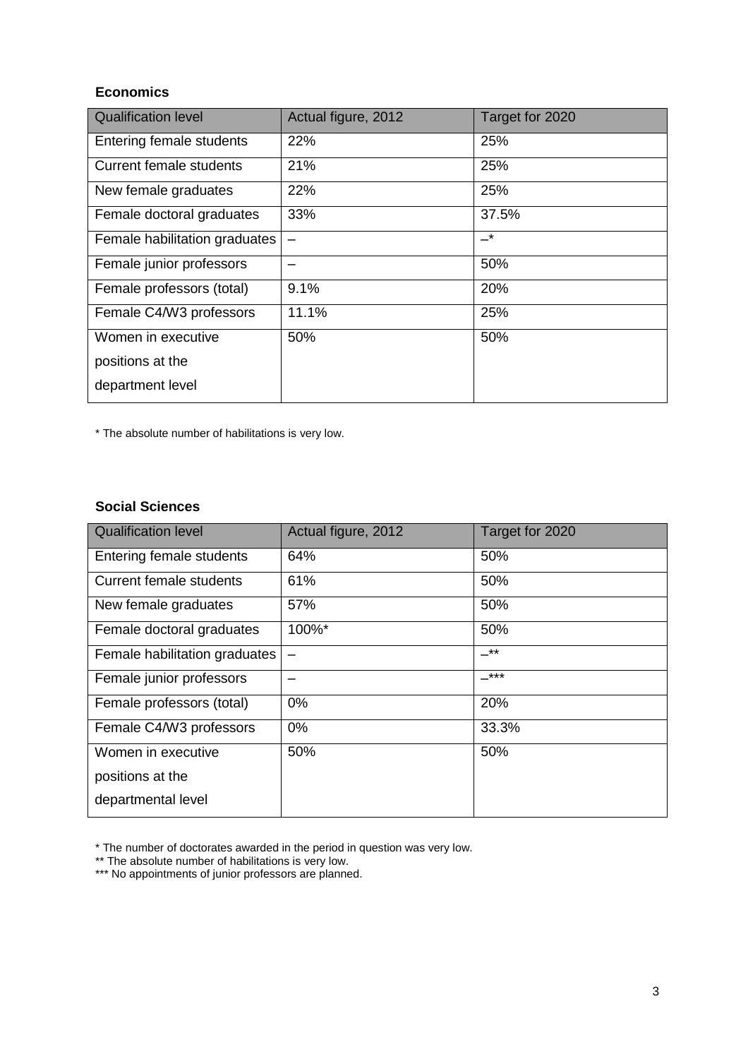**Economics**

| Qualification level | Actual figure, 2012 | Target for 2020 |
|---|---|---|
| Entering female students | 22% | 25% |
| Current female students | 21% | 25% |
| New female graduates | 22% | 25% |
| Female doctoral graduates | 33% | 37.5% |
| Female habilitation graduates | – | –* |
| Female junior professors | – | 50% |
| Female professors (total) | 9.1% | 20% |
| Female C4/W3 professors | 11.1% | 25% |
| Women in executive positions at the department level | 50% | 50% |

* The absolute number of habilitations is very low.

**Social Sciences**

| Qualification level | Actual figure, 2012 | Target for 2020 |
|---|---|---|
| Entering female students | 64% | 50% |
| Current female students | 61% | 50% |
| New female graduates | 57% | 50% |
| Female doctoral graduates | 100%* | 50% |
| Female habilitation graduates | – | –** |
| Female junior professors | – | –*** |
| Female professors (total) | 0% | 20% |
| Female C4/W3 professors | 0% | 33.3% |
| Women in executive positions at the departmental level | 50% | 50% |

* The number of doctorates awarded in the period in question was very low.
** The absolute number of habilitations is very low.
*** No appointments of junior professors are planned.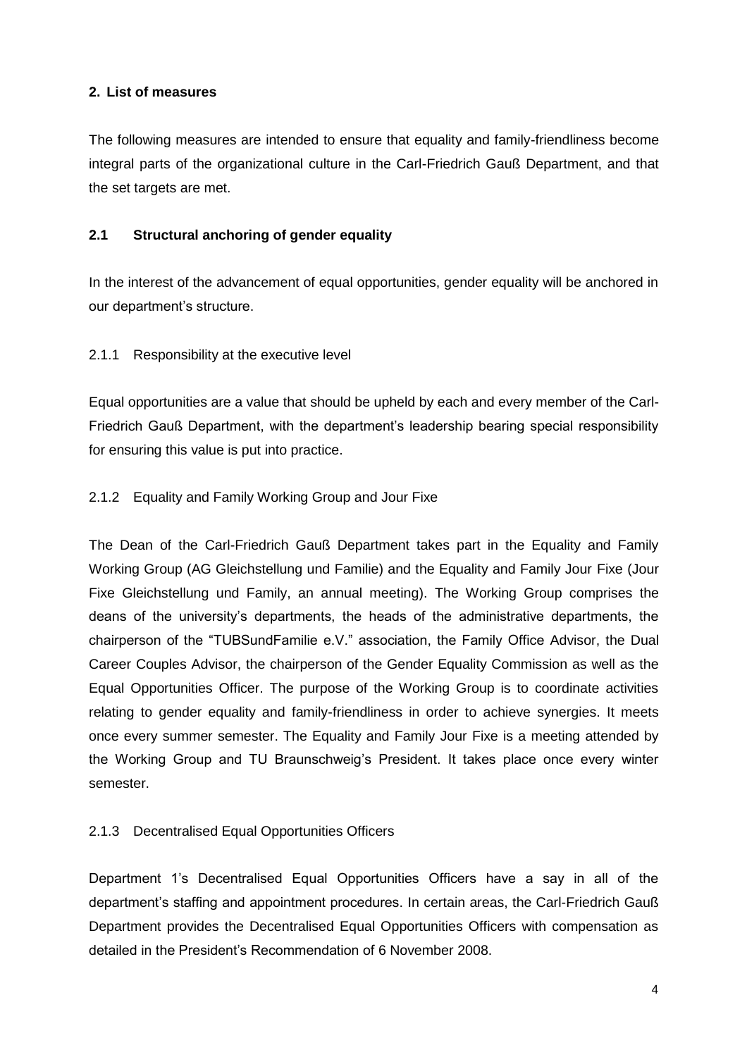## 2. List of measures

The following measures are intended to ensure that equality and family-friendliness become integral parts of the organizational culture in the Carl-Friedrich Gauß Department, and that the set targets are met.

### 2.1 Structural anchoring of gender equality

In the interest of the advancement of equal opportunities, gender equality will be anchored in our department's structure.

#### 2.1.1 Responsibility at the executive level

Equal opportunities are a value that should be upheld by each and every member of the Carl-Friedrich Gauß Department, with the department's leadership bearing special responsibility for ensuring this value is put into practice.

#### 2.1.2 Equality and Family Working Group and Jour Fixe

The Dean of the Carl-Friedrich Gauß Department takes part in the Equality and Family Working Group (AG Gleichstellung und Familie) and the Equality and Family Jour Fixe (Jour Fixe Gleichstellung und Family, an annual meeting). The Working Group comprises the deans of the university's departments, the heads of the administrative departments, the chairperson of the "TUBSundFamilie e.V." association, the Family Office Advisor, the Dual Career Couples Advisor, the chairperson of the Gender Equality Commission as well as the Equal Opportunities Officer. The purpose of the Working Group is to coordinate activities relating to gender equality and family-friendliness in order to achieve synergies. It meets once every summer semester. The Equality and Family Jour Fixe is a meeting attended by the Working Group and TU Braunschweig's President. It takes place once every winter semester.

#### 2.1.3 Decentralised Equal Opportunities Officers

Department 1's Decentralised Equal Opportunities Officers have a say in all of the department's staffing and appointment procedures. In certain areas, the Carl-Friedrich Gauß Department provides the Decentralised Equal Opportunities Officers with compensation as detailed in the President's Recommendation of 6 November 2008.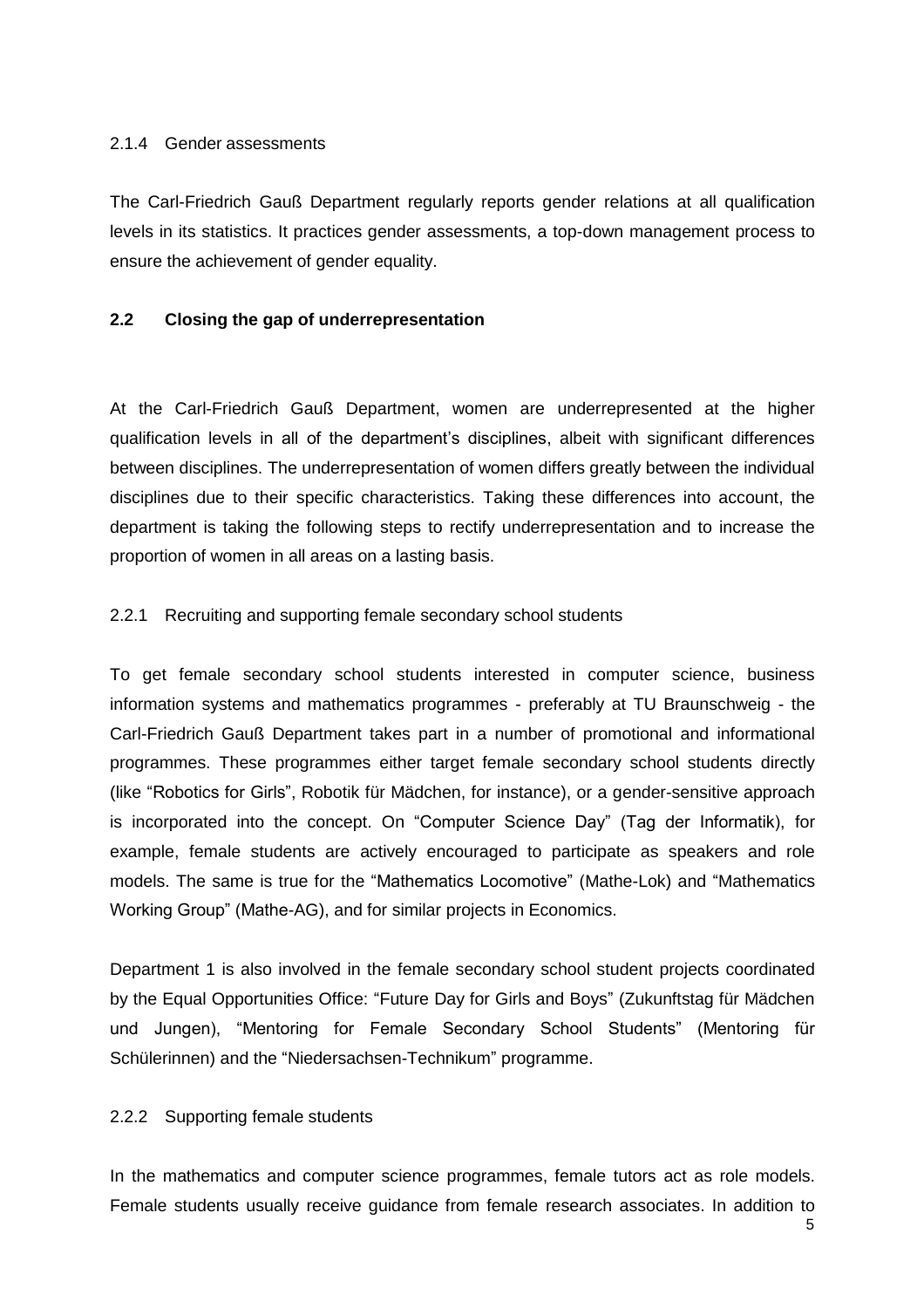#### 2.1.4 Gender assessments

The Carl-Friedrich Gauß Department regularly reports gender relations at all qualification levels in its statistics. It practices gender assessments, a top-down management process to ensure the achievement of gender equality.

## 2.2 Closing the gap of underrepresentation

At the Carl-Friedrich Gauß Department, women are underrepresented at the higher qualification levels in all of the department's disciplines, albeit with significant differences between disciplines. The underrepresentation of women differs greatly between the individual disciplines due to their specific characteristics. Taking these differences into account, the department is taking the following steps to rectify underrepresentation and to increase the proportion of women in all areas on a lasting basis.

#### 2.2.1 Recruiting and supporting female secondary school students

To get female secondary school students interested in computer science, business information systems and mathematics programmes - preferably at TU Braunschweig - the Carl-Friedrich Gauß Department takes part in a number of promotional and informational programmes. These programmes either target female secondary school students directly (like "Robotics for Girls", Robotik für Mädchen, for instance), or a gender-sensitive approach is incorporated into the concept. On "Computer Science Day" (Tag der Informatik), for example, female students are actively encouraged to participate as speakers and role models. The same is true for the "Mathematics Locomotive" (Mathe-Lok) and "Mathematics Working Group" (Mathe-AG), and for similar projects in Economics.

Department 1 is also involved in the female secondary school student projects coordinated by the Equal Opportunities Office: "Future Day for Girls and Boys" (Zukunftstag für Mädchen und Jungen), "Mentoring for Female Secondary School Students" (Mentoring für Schülerinnen) and the "Niedersachsen-Technikum" programme.

#### 2.2.2 Supporting female students

In the mathematics and computer science programmes, female tutors act as role models. Female students usually receive guidance from female research associates. In addition to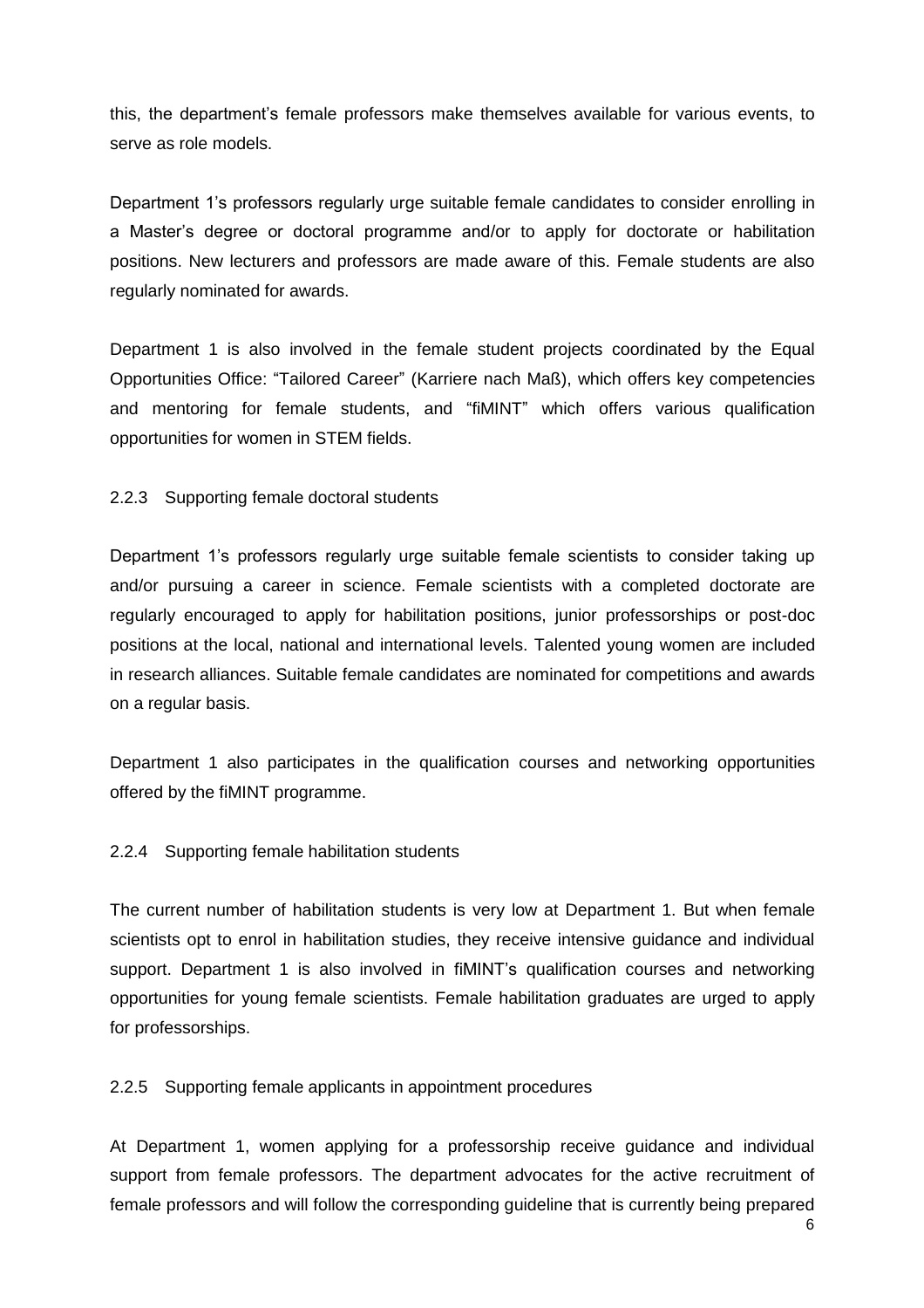this, the department's female professors make themselves available for various events, to serve as role models.

Department 1's professors regularly urge suitable female candidates to consider enrolling in a Master's degree or doctoral programme and/or to apply for doctorate or habilitation positions. New lecturers and professors are made aware of this. Female students are also regularly nominated for awards.

Department 1 is also involved in the female student projects coordinated by the Equal Opportunities Office: "Tailored Career" (Karriere nach Maß), which offers key competencies and mentoring for female students, and "fiMINT" which offers various qualification opportunities for women in STEM fields.

### 2.2.3 Supporting female doctoral students

Department 1's professors regularly urge suitable female scientists to consider taking up and/or pursuing a career in science. Female scientists with a completed doctorate are regularly encouraged to apply for habilitation positions, junior professorships or post-doc positions at the local, national and international levels. Talented young women are included in research alliances. Suitable female candidates are nominated for competitions and awards on a regular basis.

Department 1 also participates in the qualification courses and networking opportunities offered by the fiMINT programme.

### 2.2.4 Supporting female habilitation students

The current number of habilitation students is very low at Department 1. But when female scientists opt to enrol in habilitation studies, they receive intensive guidance and individual support. Department 1 is also involved in fiMINT's qualification courses and networking opportunities for young female scientists. Female habilitation graduates are urged to apply for professorships.

### 2.2.5 Supporting female applicants in appointment procedures

At Department 1, women applying for a professorship receive guidance and individual support from female professors. The department advocates for the active recruitment of female professors and will follow the corresponding guideline that is currently being prepared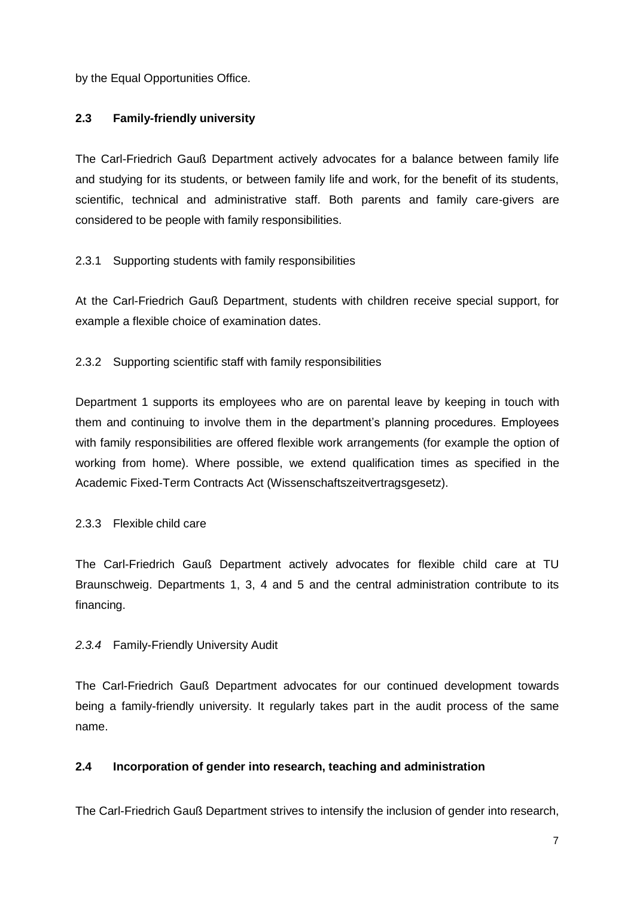by the Equal Opportunities Office.

## 2.3 Family-friendly university

The Carl-Friedrich Gauß Department actively advocates for a balance between family life and studying for its students, or between family life and work, for the benefit of its students, scientific, technical and administrative staff. Both parents and family care-givers are considered to be people with family responsibilities.

### 2.3.1 Supporting students with family responsibilities

At the Carl-Friedrich Gauß Department, students with children receive special support, for example a flexible choice of examination dates.

### 2.3.2 Supporting scientific staff with family responsibilities

Department 1 supports its employees who are on parental leave by keeping in touch with them and continuing to involve them in the department's planning procedures. Employees with family responsibilities are offered flexible work arrangements (for example the option of working from home). Where possible, we extend qualification times as specified in the Academic Fixed-Term Contracts Act (Wissenschaftszeitvertragsgesetz).

### 2.3.3 Flexible child care

The Carl-Friedrich Gauß Department actively advocates for flexible child care at TU Braunschweig. Departments 1, 3, 4 and 5 and the central administration contribute to its financing.

### *2.3.4* Family-Friendly University Audit

The Carl-Friedrich Gauß Department advocates for our continued development towards being a family-friendly university. It regularly takes part in the audit process of the same name.

## 2.4 Incorporation of gender into research, teaching and administration

The Carl-Friedrich Gauß Department strives to intensify the inclusion of gender into research,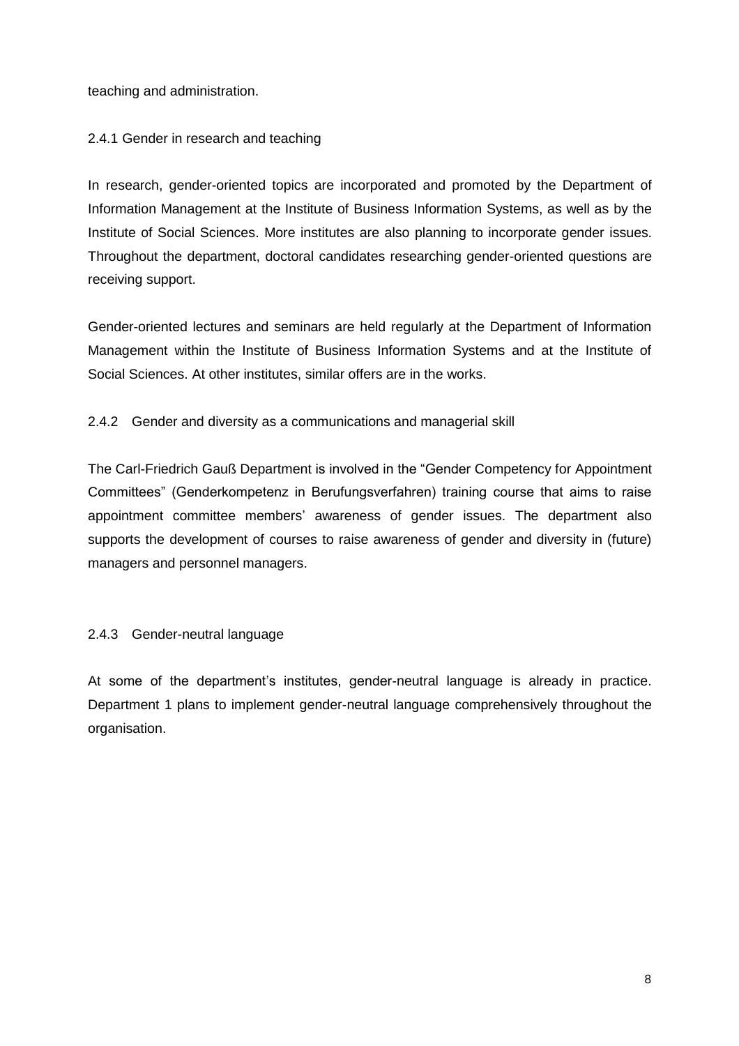teaching and administration.

### 2.4.1 Gender in research and teaching

In research, gender-oriented topics are incorporated and promoted by the Department of Information Management at the Institute of Business Information Systems, as well as by the Institute of Social Sciences. More institutes are also planning to incorporate gender issues. Throughout the department, doctoral candidates researching gender-oriented questions are receiving support.

Gender-oriented lectures and seminars are held regularly at the Department of Information Management within the Institute of Business Information Systems and at the Institute of Social Sciences. At other institutes, similar offers are in the works.

### 2.4.2 Gender and diversity as a communications and managerial skill

The Carl-Friedrich Gauß Department is involved in the "Gender Competency for Appointment Committees" (Genderkompetenz in Berufungsverfahren) training course that aims to raise appointment committee members' awareness of gender issues. The department also supports the development of courses to raise awareness of gender and diversity in (future) managers and personnel managers.

### 2.4.3 Gender-neutral language

At some of the department's institutes, gender-neutral language is already in practice. Department 1 plans to implement gender-neutral language comprehensively throughout the organisation.